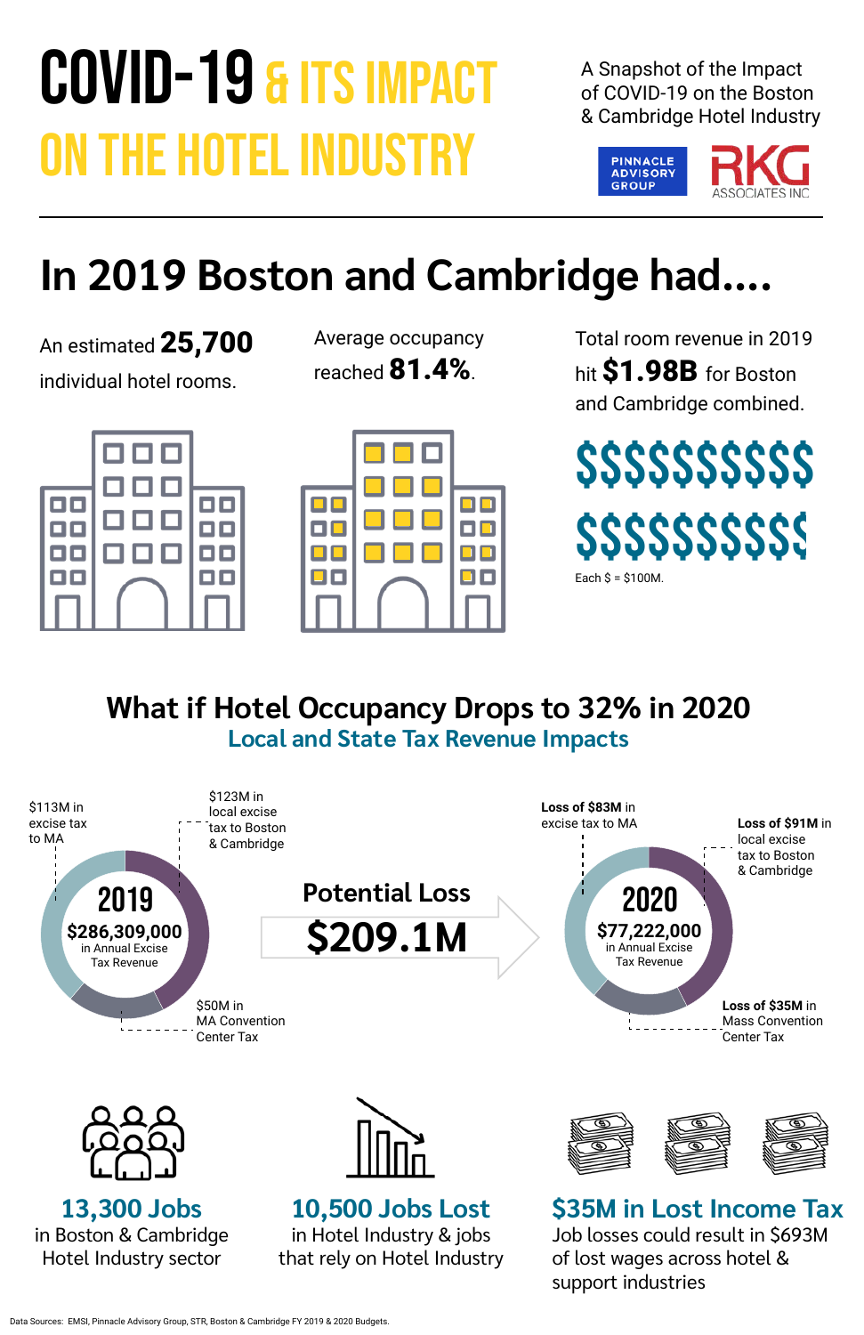# COVID-19 & ITS IMPACT ON THE HOTEL INDUSTRY

A Snapshot of the Impact of COVID-19 on the Boston & Cambridge Hotel Industry

PINNACLE ADVISORY GROUP

RKG ASSOCIATES INC

## In 2019 Boston and Cambridge had....

An estimated **25,700** individual hotel rooms.

Average occupancy reached **81.4%**.

Total room revenue in 2019 hit **$1.98B** for Boston and Cambridge combined.

$$$$$$$$$$
$$$$$$$$$$

Each $ = $100M.

## What if Hotel Occupancy Drops to 32% in 2020

### Local and State Tax Revenue Impacts

**2019**
$286,309,000 in Annual Excise Tax Revenue

- $113M in excise tax to MA
- $123M in local excise tax to Boston & Cambridge
- $50M in MA Convention Center Tax

**Potential Loss**
**$209.1M**

**2020**
$77,222,000 in Annual Excise Tax Revenue

- **Loss of $83M** in excise tax to MA
- **Loss of $91M** in local excise tax to Boston & Cambridge
- **Loss of $35M** in Mass Convention Center Tax

### 13,300 Jobs
in Boston & Cambridge Hotel Industry sector

### 10,500 Jobs Lost
in Hotel Industry & jobs that rely on Hotel Industry

### $35M in Lost Income Tax
Job losses could result in $693M of lost wages across hotel & support industries

Data Sources: EMSI, Pinnacle Advisory Group, STR, Boston & Cambridge FY 2019 & 2020 Budgets.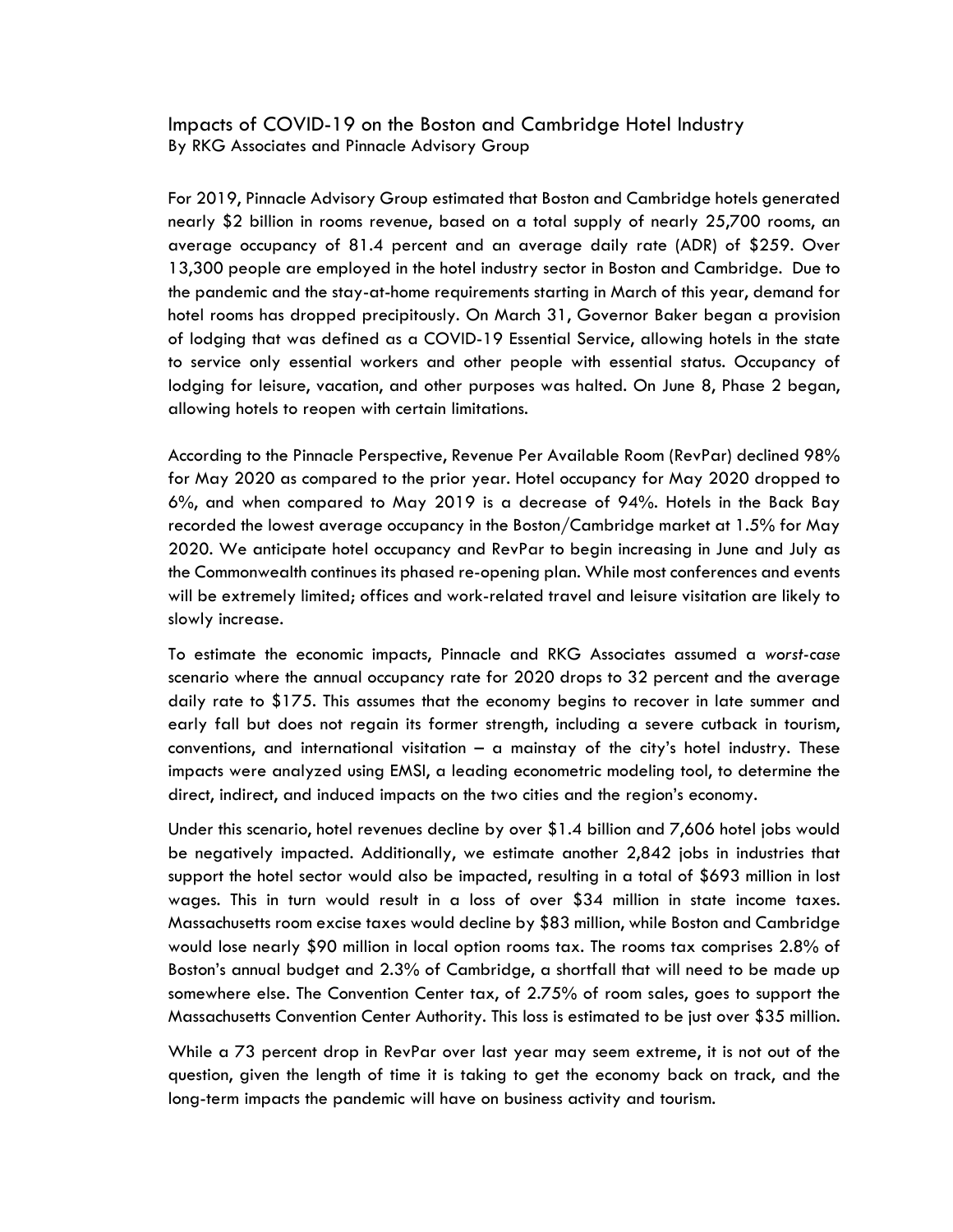# Impacts of COVID-19 on the Boston and Cambridge Hotel Industry

By RKG Associates and Pinnacle Advisory Group

For 2019, Pinnacle Advisory Group estimated that Boston and Cambridge hotels generated nearly $2 billion in rooms revenue, based on a total supply of nearly 25,700 rooms, an average occupancy of 81.4 percent and an average daily rate (ADR) of $259. Over 13,300 people are employed in the hotel industry sector in Boston and Cambridge. Due to the pandemic and the stay-at-home requirements starting in March of this year, demand for hotel rooms has dropped precipitously. On March 31, Governor Baker began a provision of lodging that was defined as a COVID-19 Essential Service, allowing hotels in the state to service only essential workers and other people with essential status. Occupancy of lodging for leisure, vacation, and other purposes was halted. On June 8, Phase 2 began, allowing hotels to reopen with certain limitations.

According to the Pinnacle Perspective, Revenue Per Available Room (RevPar) declined 98% for May 2020 as compared to the prior year. Hotel occupancy for May 2020 dropped to 6%, and when compared to May 2019 is a decrease of 94%. Hotels in the Back Bay recorded the lowest average occupancy in the Boston/Cambridge market at 1.5% for May 2020. We anticipate hotel occupancy and RevPar to begin increasing in June and July as the Commonwealth continues its phased re-opening plan. While most conferences and events will be extremely limited; offices and work-related travel and leisure visitation are likely to slowly increase.

To estimate the economic impacts, Pinnacle and RKG Associates assumed a *worst-case* scenario where the annual occupancy rate for 2020 drops to 32 percent and the average daily rate to $175. This assumes that the economy begins to recover in late summer and early fall but does not regain its former strength, including a severe cutback in tourism, conventions, and international visitation – a mainstay of the city's hotel industry. These impacts were analyzed using EMSI, a leading econometric modeling tool, to determine the direct, indirect, and induced impacts on the two cities and the region's economy.

Under this scenario, hotel revenues decline by over $1.4 billion and 7,606 hotel jobs would be negatively impacted. Additionally, we estimate another 2,842 jobs in industries that support the hotel sector would also be impacted, resulting in a total of $693 million in lost wages. This in turn would result in a loss of over $34 million in state income taxes. Massachusetts room excise taxes would decline by $83 million, while Boston and Cambridge would lose nearly $90 million in local option rooms tax. The rooms tax comprises 2.8% of Boston's annual budget and 2.3% of Cambridge, a shortfall that will need to be made up somewhere else. The Convention Center tax, of 2.75% of room sales, goes to support the Massachusetts Convention Center Authority. This loss is estimated to be just over $35 million.

While a 73 percent drop in RevPar over last year may seem extreme, it is not out of the question, given the length of time it is taking to get the economy back on track, and the long-term impacts the pandemic will have on business activity and tourism.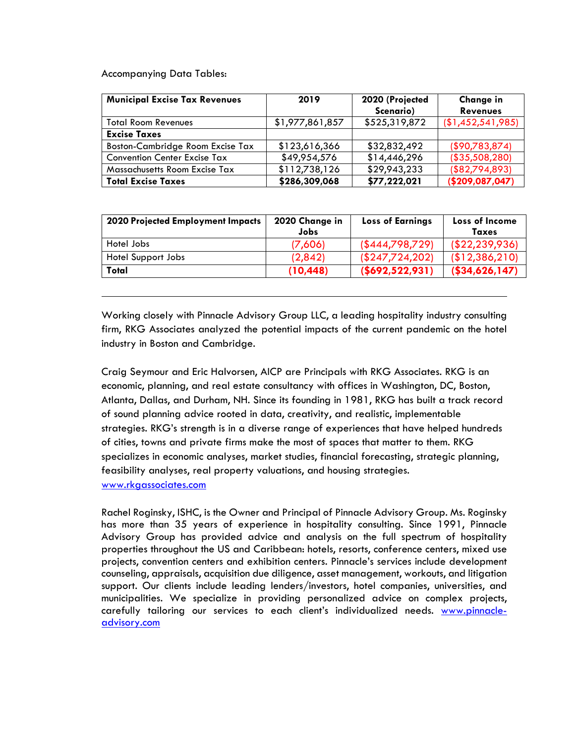Accompanying Data Tables:

| **Municipal Excise Tax Revenues** | **2019** | **2020 (Projected Scenario)** | **Change in Revenues** |
|---|---|---|---|
| Total Room Revenues | $1,977,861,857 | $525,319,872 | ($1,452,541,985) |
| **Excise Taxes** | | | |
| Boston-Cambridge Room Excise Tax | $123,616,366 | $32,832,492 | ($90,783,874) |
| Convention Center Excise Tax | $49,954,576 | $14,446,296 | ($35,508,280) |
| Massachusetts Room Excise Tax | $112,738,126 | $29,943,233 | ($82,794,893) |
| **Total Excise Taxes** | **$286,309,068** | **$77,222,021** | **($209,087,047)** |

| **2020 Projected Employment Impacts** | **2020 Change in Jobs** | **Loss of Earnings** | **Loss of Income Taxes** |
|---|---|---|---|
| Hotel Jobs | (7,606) | ($444,798,729) | ($22,239,936) |
| Hotel Support Jobs | (2,842) | ($247,724,202) | ($12,386,210) |
| **Total** | **(10,448)** | **($692,522,931)** | **($34,626,147)** |

---

Working closely with Pinnacle Advisory Group LLC, a leading hospitality industry consulting firm, RKG Associates analyzed the potential impacts of the current pandemic on the hotel industry in Boston and Cambridge.

Craig Seymour and Eric Halvorsen, AICP are Principals with RKG Associates. RKG is an economic, planning, and real estate consultancy with offices in Washington, DC, Boston, Atlanta, Dallas, and Durham, NH. Since its founding in 1981, RKG has built a track record of sound planning advice rooted in data, creativity, and realistic, implementable strategies. RKG's strength is in a diverse range of experiences that have helped hundreds of cities, towns and private firms make the most of spaces that matter to them. RKG specializes in economic analyses, market studies, financial forecasting, strategic planning, feasibility analyses, real property valuations, and housing strategies. [www.rkgassociates.com](www.rkgassociates.com)

Rachel Roginsky, ISHC, is the Owner and Principal of Pinnacle Advisory Group. Ms. Roginsky has more than 35 years of experience in hospitality consulting. Since 1991, Pinnacle Advisory Group has provided advice and analysis on the full spectrum of hospitality properties throughout the US and Caribbean: hotels, resorts, conference centers, mixed use projects, convention centers and exhibition centers. Pinnacle's services include development counseling, appraisals, acquisition due diligence, asset management, workouts, and litigation support. Our clients include leading lenders/investors, hotel companies, universities, and municipalities. We specialize in providing personalized advice on complex projects, carefully tailoring our services to each client's individualized needs. [www.pinnacle-advisory.com](www.pinnacle-advisory.com)